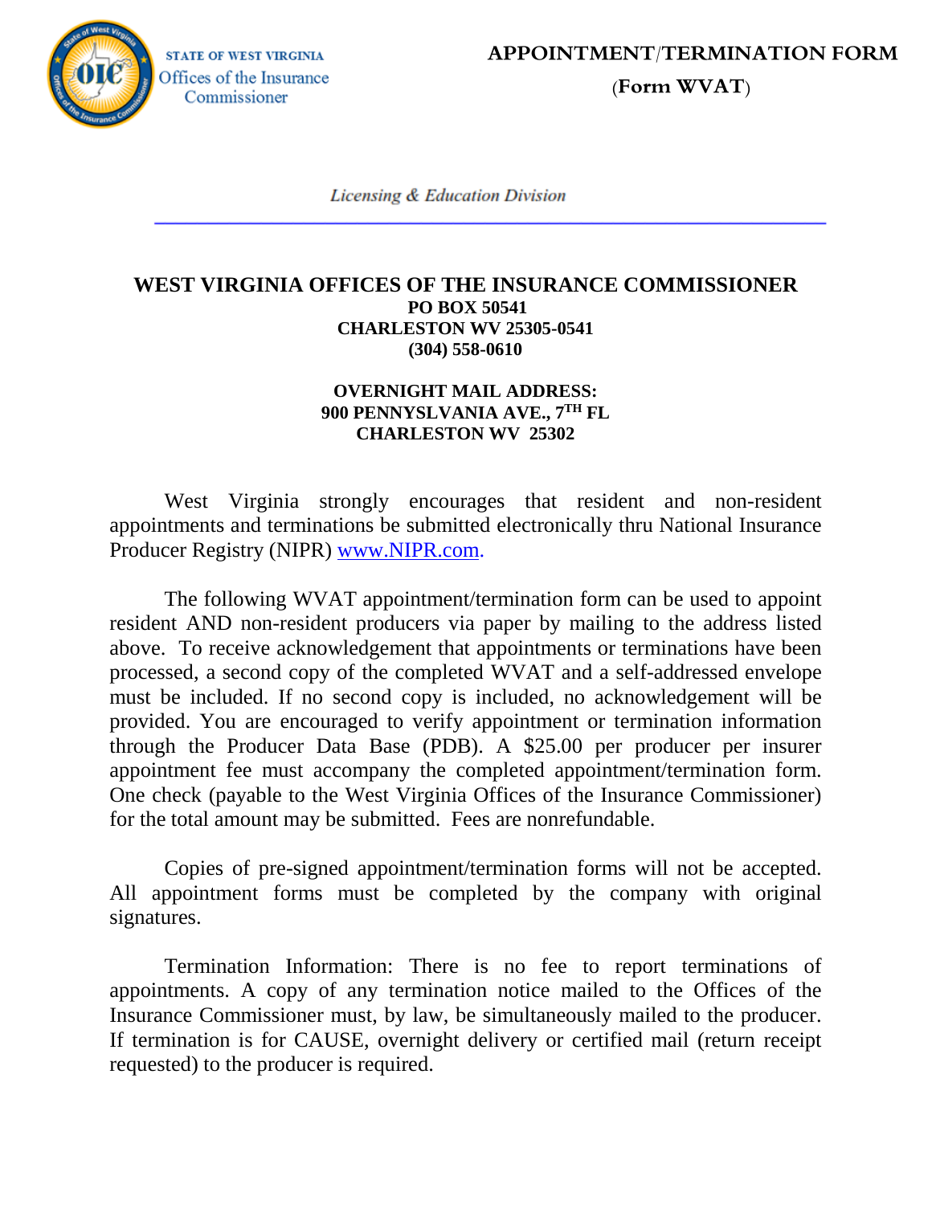STATE OF WEST VIRGINIA
Offices of the Insurance Commissioner

# APPOINTMENT/TERMINATION FORM
## (Form WVAT)

*Licensing & Education Division*

**WEST VIRGINIA OFFICES OF THE INSURANCE COMMISSIONER**
**PO BOX 50541**
**CHARLESTON WV 25305-0541**
**(304) 558-0610**

**OVERNIGHT MAIL ADDRESS:**
**900 PENNYSLVANIA AVE., 7TH FL**
**CHARLESTON WV 25302**

West Virginia strongly encourages that resident and non-resident appointments and terminations be submitted electronically thru National Insurance Producer Registry (NIPR) www.NIPR.com.

The following WVAT appointment/termination form can be used to appoint resident AND non-resident producers via paper by mailing to the address listed above. To receive acknowledgement that appointments or terminations have been processed, a second copy of the completed WVAT and a self-addressed envelope must be included. If no second copy is included, no acknowledgement will be provided. You are encouraged to verify appointment or termination information through the Producer Data Base (PDB). A $25.00 per producer per insurer appointment fee must accompany the completed appointment/termination form. One check (payable to the West Virginia Offices of the Insurance Commissioner) for the total amount may be submitted. Fees are nonrefundable.

Copies of pre-signed appointment/termination forms will not be accepted. All appointment forms must be completed by the company with original signatures.

Termination Information: There is no fee to report terminations of appointments. A copy of any termination notice mailed to the Offices of the Insurance Commissioner must, by law, be simultaneously mailed to the producer. If termination is for CAUSE, overnight delivery or certified mail (return receipt requested) to the producer is required.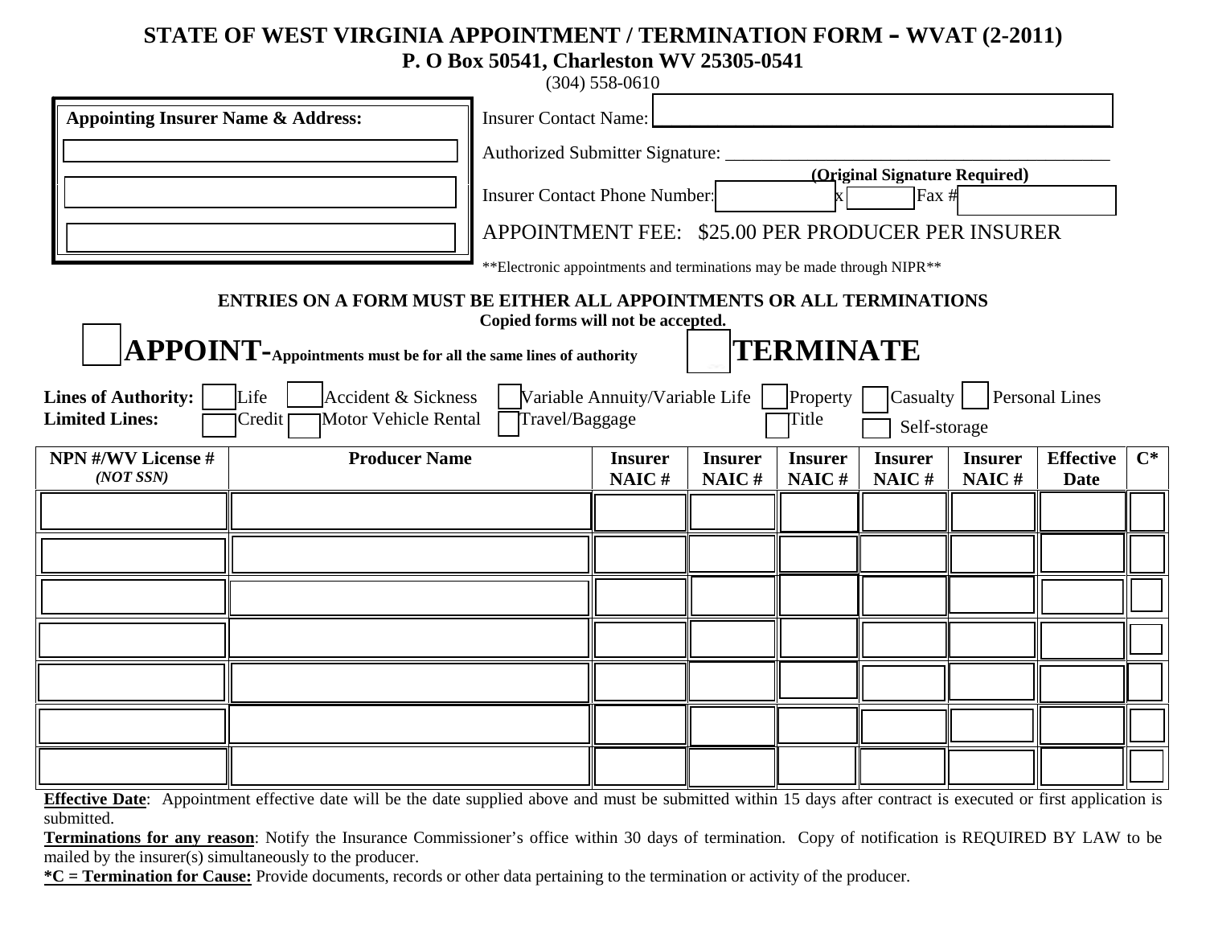# STATE OF WEST VIRGINIA APPOINTMENT / TERMINATION FORM – WVAT (2-2011)

**P. O Box 50541, Charleston WV 25305-0541**

(304) 558-0610

**Appointing Insurer Name & Address:**

Insurer Contact Name: ______________________________

Authorized Submitter Signature: ______________________________
**(Original Signature Required)**

Insurer Contact Phone Number: __________ x ______ Fax # __________

APPOINTMENT FEE: $25.00 PER PRODUCER PER INSURER

**Electronic appointments and terminations may be made through NIPR**

**ENTRIES ON A FORM MUST BE EITHER ALL APPOINTMENTS OR ALL TERMINATIONS**

**Copied forms will not be accepted.**

☐ **APPOINT-** **Appointments must be for all the same lines of authority** ☐ **TERMINATE**

**Lines of Authority:** ☐ Life ☐ Accident & Sickness ☐ Variable Annuity/Variable Life ☐ Property ☐ Casualty ☐ Personal Lines

**Limited Lines:** ☐ Credit ☐ Motor Vehicle Rental ☐ Travel/Baggage ☐ Title ☐ Self-storage

| NPN #/WV License # *(NOT SSN)* | Producer Name | Insurer NAIC # | Insurer NAIC # | Insurer NAIC # | Insurer NAIC # | Insurer NAIC # | Effective Date | C* |
|---|---|---|---|---|---|---|---|---|
| | | | | | | | | |
| | | | | | | | | |
| | | | | | | | | |
| | | | | | | | | |
| | | | | | | | | |
| | | | | | | | | |
| | | | | | | | | |

**Effective Date**: Appointment effective date will be the date supplied above and must be submitted within 15 days after contract is executed or first application is submitted.

**Terminations for any reason**: Notify the Insurance Commissioner's office within 30 days of termination. Copy of notification is REQUIRED BY LAW to be mailed by the insurer(s) simultaneously to the producer.

***C = Termination for Cause:** Provide documents, records or other data pertaining to the termination or activity of the producer.